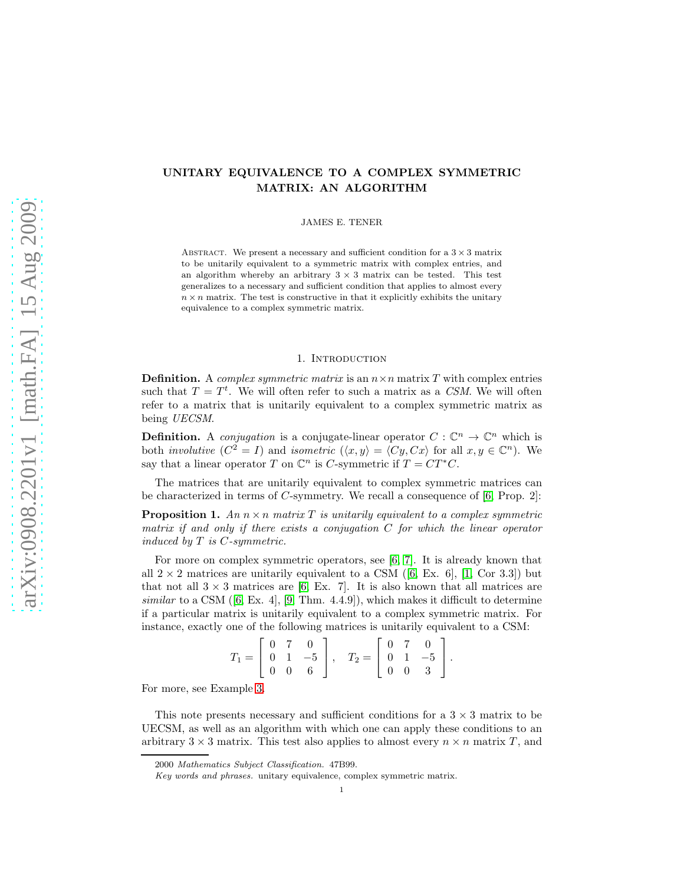# UNITARY EQUIVALENCE TO A COMPLEX SYMMETRIC MATRIX: AN ALGORITHM

JAMES E. TENER

Abstract. We present a necessary and sufficient condition for a $3 \times 3$ matrix to be unitarily equivalent to a symmetric matrix with complex entries, and an algorithm whereby an arbitrary $3 \times 3$ matrix can be tested. This test generalizes to a necessary and sufficient condition that applies to almost every $n \times n$ matrix. The test is constructive in that it explicitly exhibits the unitary equivalence to a complex symmetric matrix.

## 1. Introduction

**Definition.** A *complex symmetric matrix* is an $n \times n$ matrix $T$ with complex entries such that $T = T^t$. We will often refer to such a matrix as a *CSM*. We will often refer to a matrix that is unitarily equivalent to a complex symmetric matrix as being *UECSM*.

**Definition.** A *conjugation* is a conjugate-linear operator $C : \mathbb{C}^n \to \mathbb{C}^n$ which is both *involutive* ($C^2 = I$) and *isometric* ($\langle x, y \rangle = \langle Cy, Cx \rangle$ for all $x, y \in \mathbb{C}^n$). We say that a linear operator $T$ on $\mathbb{C}^n$ is $C$-symmetric if $T = CT^*C$.

The matrices that are unitarily equivalent to complex symmetric matrices can be characterized in terms of $C$-symmetry. We recall a consequence of [6, Prop. 2]:

**Proposition 1.** *An $n \times n$ matrix $T$ is unitarily equivalent to a complex symmetric matrix if and only if there exists a conjugation $C$ for which the linear operator induced by $T$ is $C$-symmetric.*

For more on complex symmetric operators, see [6, 7]. It is already known that all $2 \times 2$ matrices are unitarily equivalent to a CSM ([6, Ex. 6], [1, Cor 3.3]) but that not all $3 \times 3$ matrices are [6, Ex. 7]. It is also known that all matrices are *similar* to a CSM ([6, Ex. 4], [9, Thm. 4.4.9]), which makes it difficult to determine if a particular matrix is unitarily equivalent to a complex symmetric matrix. For instance, exactly one of the following matrices is unitarily equivalent to a CSM:

$$T_1 = \begin{bmatrix} 0 & 7 & 0 \\ 0 & 1 & -5 \\ 0 & 0 & 6 \end{bmatrix}, \quad T_2 = \begin{bmatrix} 0 & 7 & 0 \\ 0 & 1 & -5 \\ 0 & 0 & 3 \end{bmatrix}.$$

For more, see Example 3.

This note presents necessary and sufficient conditions for a $3 \times 3$ matrix to be UECSM, as well as an algorithm with which one can apply these conditions to an arbitrary $3 \times 3$ matrix. This test also applies to almost every $n \times n$ matrix $T$, and

2000 *Mathematics Subject Classification.* 47B99.

*Key words and phrases.* unitary equivalence, complex symmetric matrix.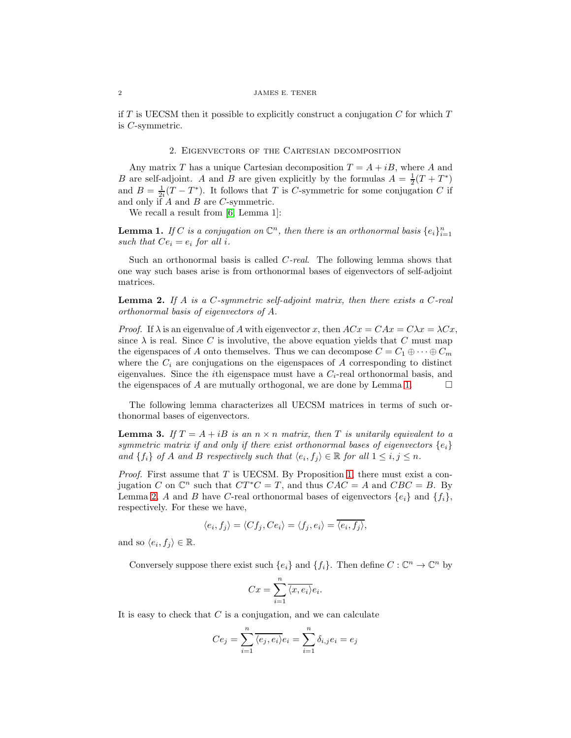if $T$ is UECSM then it possible to explicitly construct a conjugation $C$ for which $T$ is $C$-symmetric.

## 2. Eigenvectors of the Cartesian decomposition

Any matrix $T$ has a unique Cartesian decomposition $T = A + iB$, where $A$ and $B$ are self-adjoint. $A$ and $B$ are given explicitly by the formulas $A = \frac{1}{2}(T + T^*)$ and $B = \frac{1}{2i}(T - T^*)$. It follows that $T$ is $C$-symmetric for some conjugation $C$ if and only if $A$ and $B$ are $C$-symmetric.

We recall a result from [6, Lemma 1]:

**Lemma 1.** *If $C$ is a conjugation on $\mathbb{C}^n$, then there is an orthonormal basis $\{e_i\}_{i=1}^n$ such that $Ce_i = e_i$ for all $i$.*

Such an orthonormal basis is called *$C$-real*. The following lemma shows that one way such bases arise is from orthonormal bases of eigenvectors of self-adjoint matrices.

**Lemma 2.** *If $A$ is a $C$-symmetric self-adjoint matrix, then there exists a $C$-real orthonormal basis of eigenvectors of $A$.*

*Proof.* If $\lambda$ is an eigenvalue of $A$ with eigenvector $x$, then $ACx = CAx = C\lambda x = \lambda Cx$, since $\lambda$ is real. Since $C$ is involutive, the above equation yields that $C$ must map the eigenspaces of $A$ onto themselves. Thus we can decompose $C = C_1 \oplus \cdots \oplus C_m$ where the $C_i$ are conjugations on the eigenspaces of $A$ corresponding to distinct eigenvalues. Since the $i$th eigenspace must have a $C_i$-real orthonormal basis, and the eigenspaces of $A$ are mutually orthogonal, we are done by Lemma 1. □

The following lemma characterizes all UECSM matrices in terms of such orthonormal bases of eigenvectors.

**Lemma 3.** *If $T = A + iB$ is an $n \times n$ matrix, then $T$ is unitarily equivalent to a symmetric matrix if and only if there exist orthonormal bases of eigenvectors $\{e_i\}$ and $\{f_i\}$ of $A$ and $B$ respectively such that $\langle e_i, f_j \rangle \in \mathbb{R}$ for all $1 \leq i, j \leq n$.*

*Proof.* First assume that $T$ is UECSM. By Proposition 1, there must exist a conjugation $C$ on $\mathbb{C}^n$ such that $CT^*C = T$, and thus $CAC = A$ and $CBC = B$. By Lemma 2, $A$ and $B$ have $C$-real orthonormal bases of eigenvectors $\{e_i\}$ and $\{f_i\}$, respectively. For these we have,

$$\langle e_i, f_j \rangle = \langle Cf_j, Ce_i \rangle = \langle f_j, e_i \rangle = \overline{\langle e_i, f_j \rangle},$$

and so $\langle e_i, f_j \rangle \in \mathbb{R}$.

Conversely suppose there exist such $\{e_i\}$ and $\{f_i\}$. Then define $C : \mathbb{C}^n \to \mathbb{C}^n$ by

$$Cx = \sum_{i=1}^{n} \overline{\langle x, e_i \rangle} e_i.$$

It is easy to check that $C$ is a conjugation, and we can calculate

$$Ce_j = \sum_{i=1}^{n} \overline{\langle e_j, e_i \rangle} e_i = \sum_{i=1}^{n} \delta_{i,j} e_i = e_j$$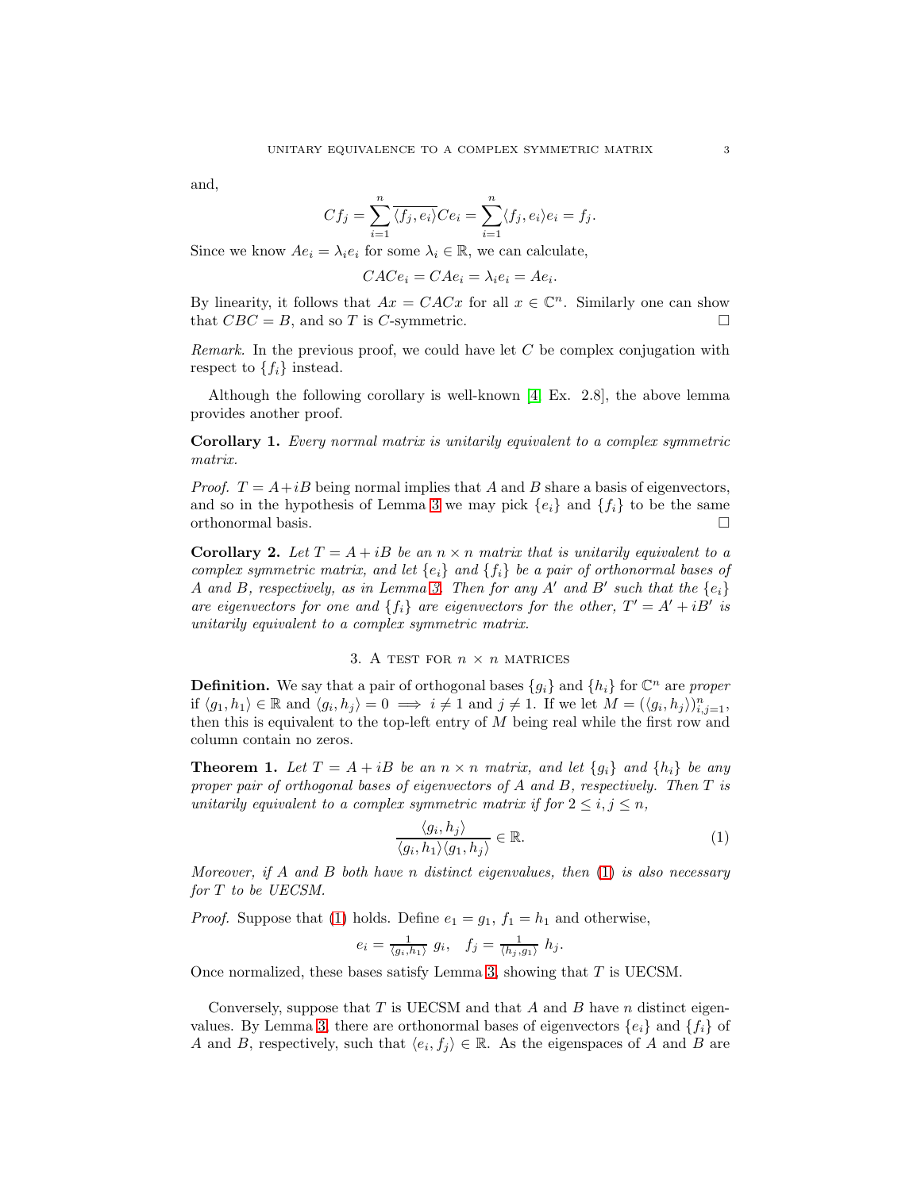and,

$$Cf_j = \sum_{i=1}^{n} \overline{\langle f_j, e_i \rangle} Ce_i = \sum_{i=1}^{n} \langle f_j, e_i \rangle e_i = f_j.$$

Since we know $Ae_i = \lambda_i e_i$ for some $\lambda_i \in \mathbb{R}$, we can calculate,

$$CACe_i = CAe_i = \lambda_i e_i = Ae_i.$$

By linearity, it follows that $Ax = CACx$ for all $x \in \mathbb{C}^n$. Similarly one can show that $CBC = B$, and so $T$ is $C$-symmetric. □

*Remark.* In the previous proof, we could have let $C$ be complex conjugation with respect to $\{f_i\}$ instead.

Although the following corollary is well-known [4, Ex. 2.8], the above lemma provides another proof.

**Corollary 1.** *Every normal matrix is unitarily equivalent to a complex symmetric matrix.*

*Proof.* $T = A + iB$ being normal implies that $A$ and $B$ share a basis of eigenvectors, and so in the hypothesis of Lemma 3 we may pick $\{e_i\}$ and $\{f_i\}$ to be the same orthonormal basis. □

**Corollary 2.** *Let $T = A + iB$ be an $n \times n$ matrix that is unitarily equivalent to a complex symmetric matrix, and let $\{e_i\}$ and $\{f_i\}$ be a pair of orthonormal bases of $A$ and $B$, respectively, as in Lemma 3. Then for any $A'$ and $B'$ such that the $\{e_i\}$ are eigenvectors for one and $\{f_i\}$ are eigenvectors for the other, $T' = A' + iB'$ is unitarily equivalent to a complex symmetric matrix.*

## 3. A test for $n \times n$ matrices

**Definition.** We say that a pair of orthogonal bases $\{g_i\}$ and $\{h_i\}$ for $\mathbb{C}^n$ are *proper* if $\langle g_1, h_1 \rangle \in \mathbb{R}$ and $\langle g_i, h_j \rangle = 0 \implies i \neq 1$ and $j \neq 1$. If we let $M = (\langle g_i, h_j \rangle)_{i,j=1}^n$, then this is equivalent to the top-left entry of $M$ being real while the first row and column contain no zeros.

**Theorem 1.** *Let $T = A + iB$ be an $n \times n$ matrix, and let $\{g_i\}$ and $\{h_i\}$ be any proper pair of orthogonal bases of eigenvectors of $A$ and $B$, respectively. Then $T$ is unitarily equivalent to a complex symmetric matrix if for $2 \leq i, j \leq n$,*

$$\frac{\langle g_i, h_j \rangle}{\langle g_i, h_1 \rangle \langle g_1, h_j \rangle} \in \mathbb{R}. \tag{1}$$

*Moreover, if $A$ and $B$ both have $n$ distinct eigenvalues, then (1) is also necessary for $T$ to be UECSM.*

*Proof.* Suppose that (1) holds. Define $e_1 = g_1$, $f_1 = h_1$ and otherwise,

$$e_i = \tfrac{1}{\langle g_i, h_1 \rangle} \, g_i, \quad f_j = \tfrac{1}{\langle h_j, g_1 \rangle} \, h_j.$$

Once normalized, these bases satisfy Lemma 3, showing that $T$ is UECSM.

Conversely, suppose that $T$ is UECSM and that $A$ and $B$ have $n$ distinct eigenvalues. By Lemma 3, there are orthonormal bases of eigenvectors $\{e_i\}$ and $\{f_i\}$ of $A$ and $B$, respectively, such that $\langle e_i, f_j \rangle \in \mathbb{R}$. As the eigenspaces of $A$ and $B$ are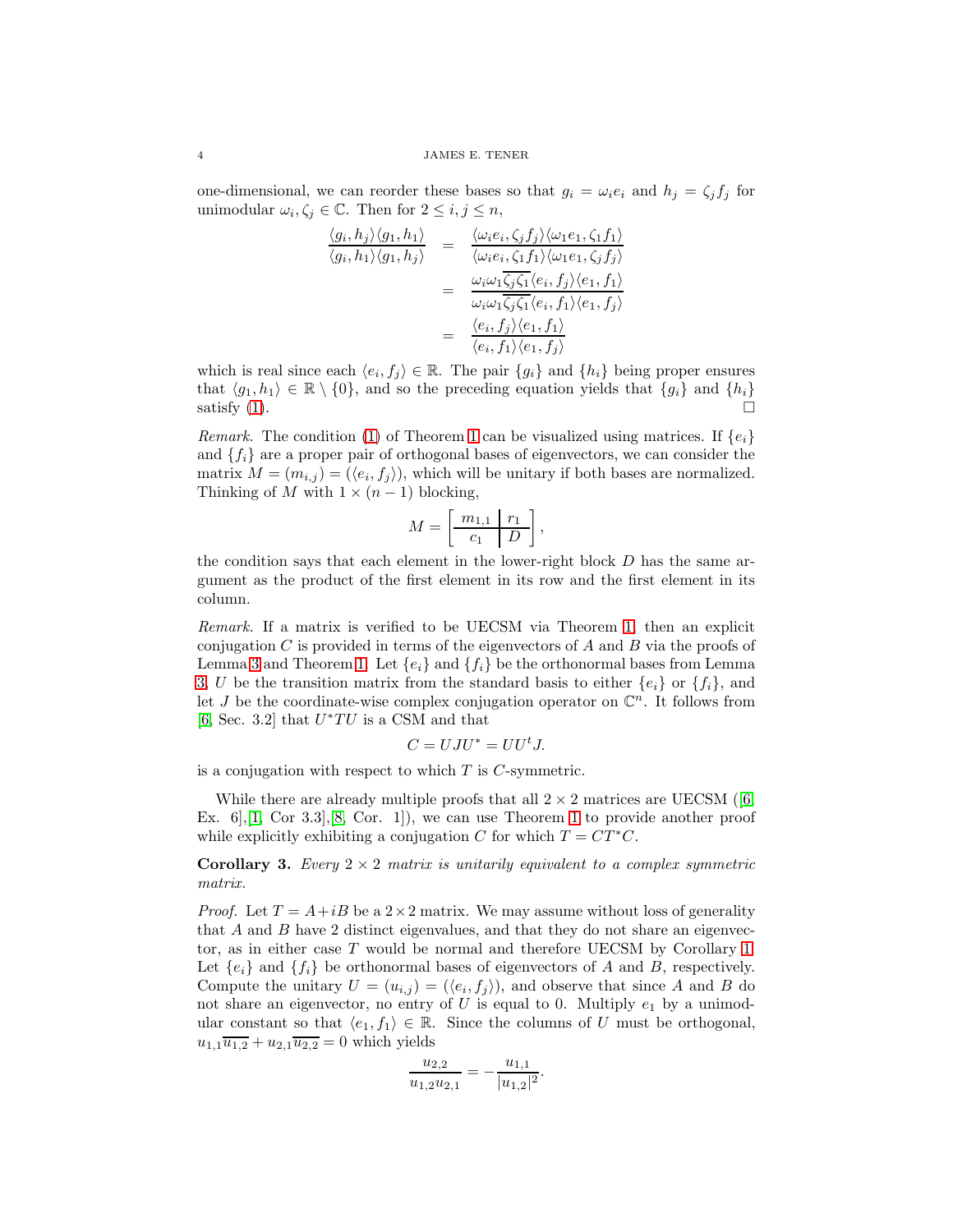one-dimensional, we can reorder these bases so that $g_i = \omega_i e_i$ and $h_j = \zeta_j f_j$ for unimodular $\omega_i, \zeta_j \in \mathbb{C}$. Then for $2 \leq i, j \leq n$,

$$\begin{aligned}
\frac{\langle g_i, h_j\rangle\langle g_1, h_1\rangle}{\langle g_i, h_1\rangle\langle g_1, h_j\rangle} &= \frac{\langle \omega_i e_i, \zeta_j f_j\rangle\langle \omega_1 e_1, \zeta_1 f_1\rangle}{\langle \omega_i e_i, \zeta_1 f_1\rangle\langle \omega_1 e_1, \zeta_j f_j\rangle} \\
&= \frac{\omega_i\omega_1\overline{\zeta_j\zeta_1}\langle e_i, f_j\rangle\langle e_1, f_1\rangle}{\omega_i\omega_1\overline{\zeta_j\zeta_1}\langle e_i, f_1\rangle\langle e_1, f_j\rangle} \\
&= \frac{\langle e_i, f_j\rangle\langle e_1, f_1\rangle}{\langle e_i, f_1\rangle\langle e_1, f_j\rangle}
\end{aligned}$$

which is real since each $\langle e_i, f_j\rangle \in \mathbb{R}$. The pair $\{g_i\}$ and $\{h_i\}$ being proper ensures that $\langle g_1, h_1\rangle \in \mathbb{R} \setminus \{0\}$, and so the preceding equation yields that $\{g_i\}$ and $\{h_i\}$ satisfy (1). □

*Remark.* The condition (1) of Theorem 1 can be visualized using matrices. If $\{e_i\}$ and $\{f_i\}$ are a proper pair of orthogonal bases of eigenvectors, we can consider the matrix $M = (m_{i,j}) = (\langle e_i, f_j\rangle)$, which will be unitary if both bases are normalized. Thinking of $M$ with $1 \times (n-1)$ blocking,

$$M = \left[\begin{array}{c|c} m_{1,1} & r_1 \\ \hline c_1 & D \end{array}\right],$$

the condition says that each element in the lower-right block $D$ has the same argument as the product of the first element in its row and the first element in its column.

*Remark.* If a matrix is verified to be UECSM via Theorem 1, then an explicit conjugation $C$ is provided in terms of the eigenvectors of $A$ and $B$ via the proofs of Lemma 3 and Theorem 1. Let $\{e_i\}$ and $\{f_i\}$ be the orthonormal bases from Lemma 3, $U$ be the transition matrix from the standard basis to either $\{e_i\}$ or $\{f_i\}$, and let $J$ be the coordinate-wise complex conjugation operator on $\mathbb{C}^n$. It follows from [6, Sec. 3.2] that $U^*TU$ is a CSM and that

$$C = UJU^* = UU^t J.$$

is a conjugation with respect to which $T$ is $C$-symmetric.

While there are already multiple proofs that all $2 \times 2$ matrices are UECSM ([6, Ex. 6],[1, Cor 3.3],[8, Cor. 1]), we can use Theorem 1 to provide another proof while explicitly exhibiting a conjugation $C$ for which $T = CT^*C$.

**Corollary 3.** *Every $2 \times 2$ matrix is unitarily equivalent to a complex symmetric matrix.*

*Proof.* Let $T = A + iB$ be a $2 \times 2$ matrix. We may assume without loss of generality that $A$ and $B$ have 2 distinct eigenvalues, and that they do not share an eigenvector, as in either case $T$ would be normal and therefore UECSM by Corollary 1. Let $\{e_i\}$ and $\{f_i\}$ be orthonormal bases of eigenvectors of $A$ and $B$, respectively. Compute the unitary $U = (u_{i,j}) = (\langle e_i, f_j\rangle)$, and observe that since $A$ and $B$ do not share an eigenvector, no entry of $U$ is equal to 0. Multiply $e_1$ by a unimodular constant so that $\langle e_1, f_1\rangle \in \mathbb{R}$. Since the columns of $U$ must be orthogonal, $u_{1,1}\overline{u_{1,2}} + u_{2,1}\overline{u_{2,2}} = 0$ which yields

$$\frac{u_{2,2}}{u_{1,2}u_{2,1}} = -\frac{u_{1,1}}{|u_{1,2}|^2}.$$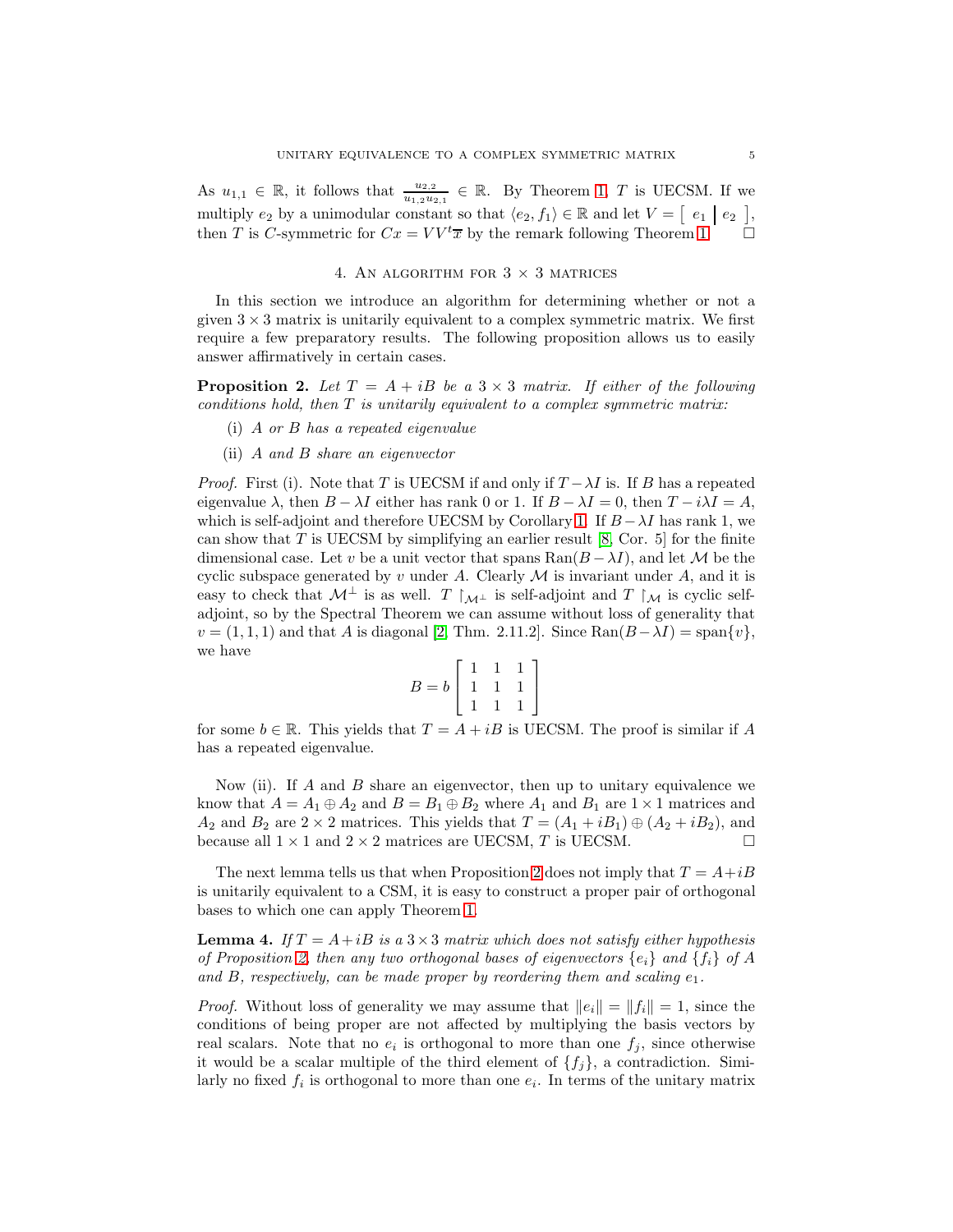As $u_{1,1} \in \mathbb{R}$, it follows that $\frac{u_{2,2}}{u_{1,2}u_{2,1}} \in \mathbb{R}$. By Theorem 1, $T$ is UECSM. If we multiply $e_2$ by a unimodular constant so that $\langle e_2, f_1 \rangle \in \mathbb{R}$ and let $V = \left[\begin{array}{c|c} e_1 & e_2 \end{array}\right]$, then $T$ is $C$-symmetric for $Cx = VV^t\overline{x}$ by the remark following Theorem 1. □

## 4. An algorithm for $3 \times 3$ matrices

In this section we introduce an algorithm for determining whether or not a given $3 \times 3$ matrix is unitarily equivalent to a complex symmetric matrix. We first require a few preparatory results. The following proposition allows us to easily answer affirmatively in certain cases.

**Proposition 2.** *Let $T = A + iB$ be a $3 \times 3$ matrix. If either of the following conditions hold, then $T$ is unitarily equivalent to a complex symmetric matrix:*

(i) *$A$ or $B$ has a repeated eigenvalue*

(ii) *$A$ and $B$ share an eigenvector*

*Proof.* First (i). Note that $T$ is UECSM if and only if $T - \lambda I$ is. If $B$ has a repeated eigenvalue $\lambda$, then $B - \lambda I$ either has rank 0 or 1. If $B - \lambda I = 0$, then $T - i\lambda I = A$, which is self-adjoint and therefore UECSM by Corollary 1. If $B - \lambda I$ has rank 1, we can show that $T$ is UECSM by simplifying an earlier result [8, Cor. 5] for the finite dimensional case. Let $v$ be a unit vector that spans $\operatorname{Ran}(B - \lambda I)$, and let $\mathcal{M}$ be the cyclic subspace generated by $v$ under $A$. Clearly $\mathcal{M}$ is invariant under $A$, and it is easy to check that $\mathcal{M}^\perp$ is as well. $T\restriction_{\mathcal{M}^\perp}$ is self-adjoint and $T\restriction_{\mathcal{M}}$ is cyclic self-adjoint, so by the Spectral Theorem we can assume without loss of generality that $v = (1, 1, 1)$ and that $A$ is diagonal [2, Thm. 2.11.2]. Since $\operatorname{Ran}(B - \lambda I) = \operatorname{span}\{v\}$, we have

$$B = b \begin{bmatrix} 1 & 1 & 1 \\ 1 & 1 & 1 \\ 1 & 1 & 1 \end{bmatrix}$$

for some $b \in \mathbb{R}$. This yields that $T = A + iB$ is UECSM. The proof is similar if $A$ has a repeated eigenvalue.

Now (ii). If $A$ and $B$ share an eigenvector, then up to unitary equivalence we know that $A = A_1 \oplus A_2$ and $B = B_1 \oplus B_2$ where $A_1$ and $B_1$ are $1 \times 1$ matrices and $A_2$ and $B_2$ are $2 \times 2$ matrices. This yields that $T = (A_1 + iB_1) \oplus (A_2 + iB_2)$, and because all $1 \times 1$ and $2 \times 2$ matrices are UECSM, $T$ is UECSM. □

The next lemma tells us that when Proposition 2 does not imply that $T = A + iB$ is unitarily equivalent to a CSM, it is easy to construct a proper pair of orthogonal bases to which one can apply Theorem 1.

**Lemma 4.** *If $T = A + iB$ is a $3 \times 3$ matrix which does not satisfy either hypothesis of Proposition 2, then any two orthogonal bases of eigenvectors $\{e_i\}$ and $\{f_i\}$ of $A$ and $B$, respectively, can be made proper by reordering them and scaling $e_1$.*

*Proof.* Without loss of generality we may assume that $\|e_i\| = \|f_i\| = 1$, since the conditions of being proper are not affected by multiplying the basis vectors by real scalars. Note that no $e_i$ is orthogonal to more than one $f_j$, since otherwise it would be a scalar multiple of the third element of $\{f_j\}$, a contradiction. Similarly no fixed $f_i$ is orthogonal to more than one $e_i$. In terms of the unitary matrix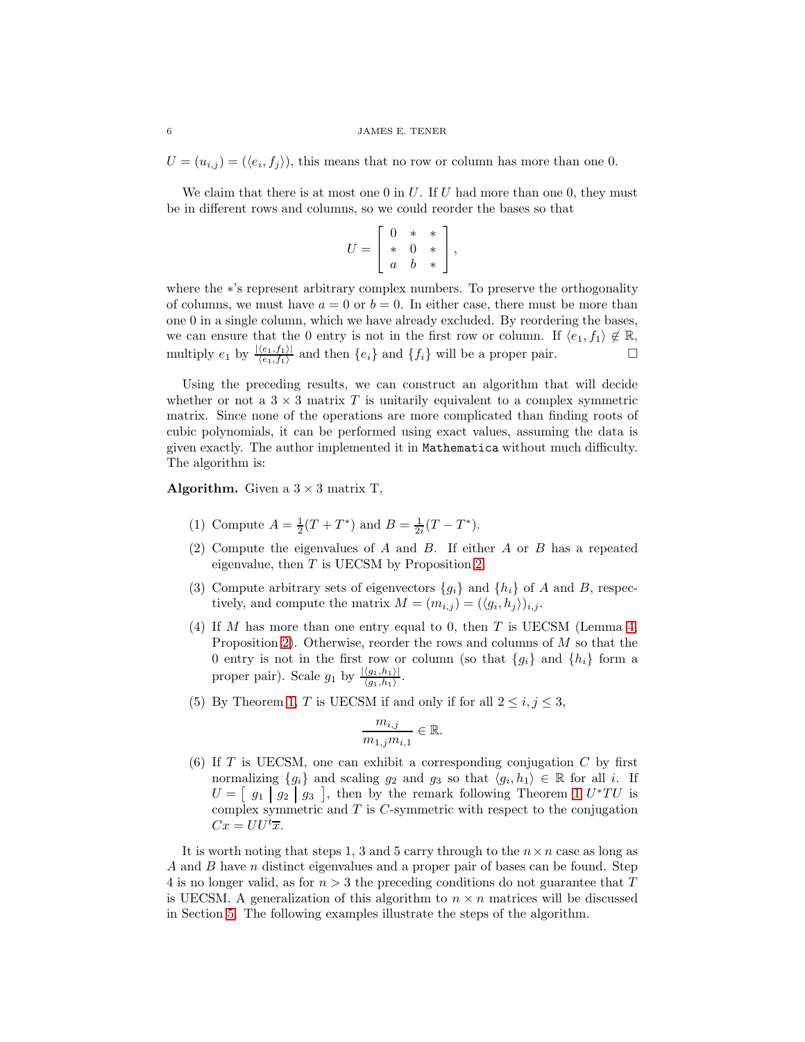$U = (u_{i,j}) = (\langle e_i, f_j \rangle)$, this means that no row or column has more than one 0.

We claim that there is at most one 0 in $U$. If $U$ had more than one 0, they must be in different rows and columns, so we could reorder the bases so that

$$U = \begin{bmatrix} 0 & * & * \\ * & 0 & * \\ a & b & * \end{bmatrix},$$

where the $*$'s represent arbitrary complex numbers. To preserve the orthogonality of columns, we must have $a = 0$ or $b = 0$. In either case, there must be more than one 0 in a single column, which we have already excluded. By reordering the bases, we can ensure that the 0 entry is not in the first row or column. If $\langle e_1, f_1 \rangle \notin \mathbb{R}$, multiply $e_1$ by $\frac{|\langle e_1, f_1 \rangle|}{\langle e_1, f_1 \rangle}$ and then $\{e_i\}$ and $\{f_i\}$ will be a proper pair. $\square$

Using the preceding results, we can construct an algorithm that will decide whether or not a $3 \times 3$ matrix $T$ is unitarily equivalent to a complex symmetric matrix. Since none of the operations are more complicated than finding roots of cubic polynomials, it can be performed using exact values, assuming the data is given exactly. The author implemented it in `Mathematica` without much difficulty. The algorithm is:

**Algorithm.** Given a $3 \times 3$ matrix T,

1. Compute $A = \frac{1}{2}(T + T^*)$ and $B = \frac{1}{2i}(T - T^*)$.
2. Compute the eigenvalues of $A$ and $B$. If either $A$ or $B$ has a repeated eigenvalue, then $T$ is UECSM by Proposition 2.
3. Compute arbitrary sets of eigenvectors $\{g_i\}$ and $\{h_i\}$ of $A$ and $B$, respectively, and compute the matrix $M = (m_{i,j}) = (\langle g_i, h_j \rangle)_{i,j}$.
4. If $M$ has more than one entry equal to 0, then $T$ is UECSM (Lemma 4, Proposition 2). Otherwise, reorder the rows and columns of $M$ so that the 0 entry is not in the first row or column (so that $\{g_i\}$ and $\{h_i\}$ form a proper pair). Scale $g_1$ by $\frac{|\langle g_1, h_1 \rangle|}{\langle g_1, h_1 \rangle}$.
5. By Theorem 1, $T$ is UECSM if and only if for all $2 \le i, j \le 3$,
$$\frac{m_{i,j}}{m_{1,j} m_{i,1}} \in \mathbb{R}.$$
6. If $T$ is UECSM, one can exhibit a corresponding conjugation $C$ by first normalizing $\{g_i\}$ and scaling $g_2$ and $g_3$ so that $\langle g_i, h_1 \rangle \in \mathbb{R}$ for all $i$. If $U = \left[\, g_1 \,\middle|\, g_2 \,\middle|\, g_3 \,\right]$, then by the remark following Theorem 1 $U^*TU$ is complex symmetric and $T$ is $C$-symmetric with respect to the conjugation $Cx = UU^t\overline{x}$.

It is worth noting that steps 1, 3 and 5 carry through to the $n \times n$ case as long as $A$ and $B$ have $n$ distinct eigenvalues and a proper pair of bases can be found. Step 4 is no longer valid, as for $n > 3$ the preceding conditions do not guarantee that $T$ is UECSM. A generalization of this algorithm to $n \times n$ matrices will be discussed in Section 5. The following examples illustrate the steps of the algorithm.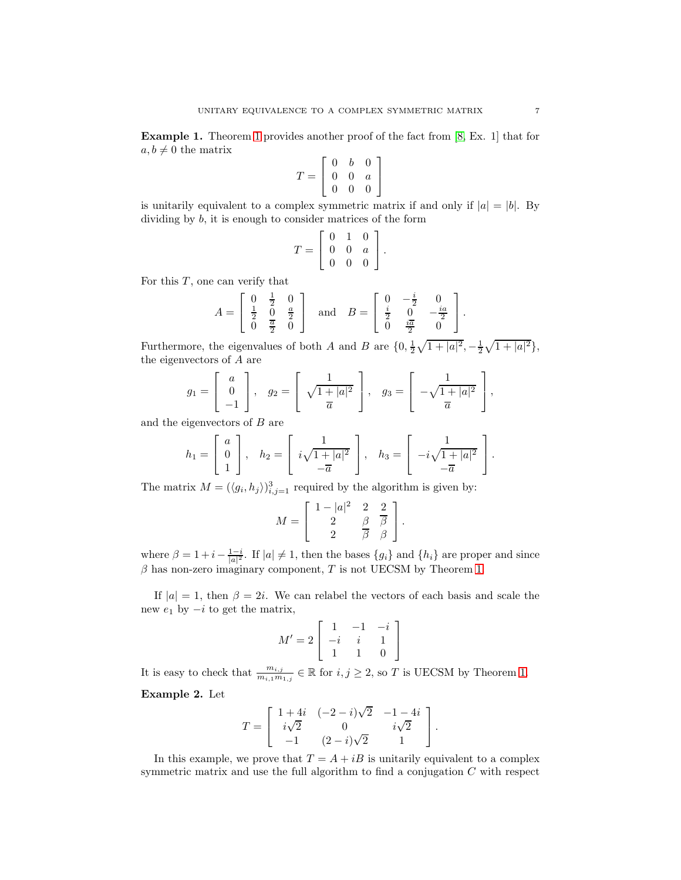**Example 1.** Theorem 1 provides another proof of the fact from [8, Ex. 1] that for $a, b \neq 0$ the matrix

$$T = \begin{bmatrix} 0 & b & 0 \\ 0 & 0 & a \\ 0 & 0 & 0 \end{bmatrix}$$

is unitarily equivalent to a complex symmetric matrix if and only if $|a| = |b|$. By dividing by $b$, it is enough to consider matrices of the form

$$T = \begin{bmatrix} 0 & 1 & 0 \\ 0 & 0 & a \\ 0 & 0 & 0 \end{bmatrix}.$$

For this $T$, one can verify that

$$A = \begin{bmatrix} 0 & \frac{1}{2} & 0 \\ \frac{1}{2} & 0 & \frac{a}{2} \\ 0 & \frac{\overline{a}}{2} & 0 \end{bmatrix} \quad \text{and} \quad B = \begin{bmatrix} 0 & -\frac{i}{2} & 0 \\ \frac{i}{2} & 0 & -\frac{ia}{2} \\ 0 & \frac{i\overline{a}}{2} & 0 \end{bmatrix}.$$

Furthermore, the eigenvalues of both $A$ and $B$ are $\{0, \frac{1}{2}\sqrt{1+|a|^2}, -\frac{1}{2}\sqrt{1+|a|^2}\}$, the eigenvectors of $A$ are

$$g_1 = \begin{bmatrix} a \\ 0 \\ -1 \end{bmatrix}, \quad g_2 = \begin{bmatrix} 1 \\ \sqrt{1+|a|^2} \\ \overline{a} \end{bmatrix}, \quad g_3 = \begin{bmatrix} 1 \\ -\sqrt{1+|a|^2} \\ \overline{a} \end{bmatrix},$$

and the eigenvectors of $B$ are

$$h_1 = \begin{bmatrix} a \\ 0 \\ 1 \end{bmatrix}, \quad h_2 = \begin{bmatrix} 1 \\ i\sqrt{1+|a|^2} \\ -\overline{a} \end{bmatrix}, \quad h_3 = \begin{bmatrix} 1 \\ -i\sqrt{1+|a|^2} \\ -\overline{a} \end{bmatrix}.$$

The matrix $M = (\langle g_i, h_j \rangle)_{i,j=1}^{3}$ required by the algorithm is given by:

$$M = \begin{bmatrix} 1-|a|^2 & 2 & 2 \\ 2 & \beta & \overline{\beta} \\ 2 & \overline{\beta} & \beta \end{bmatrix}.$$

where $\beta = 1 + i - \frac{1-i}{|a|^2}$. If $|a| \neq 1$, then the bases $\{g_i\}$ and $\{h_i\}$ are proper and since $\beta$ has non-zero imaginary component, $T$ is not UECSM by Theorem 1.

If $|a| = 1$, then $\beta = 2i$. We can relabel the vectors of each basis and scale the new $e_1$ by $-i$ to get the matrix,

$$M' = 2 \begin{bmatrix} 1 & -1 & -i \\ -i & i & 1 \\ 1 & 1 & 0 \end{bmatrix}$$

It is easy to check that $\frac{m_{i,j}}{m_{i,1} m_{1,j}} \in \mathbb{R}$ for $i, j \geq 2$, so $T$ is UECSM by Theorem 1.

**Example 2.** Let

$$T = \begin{bmatrix} 1+4i & (-2-i)\sqrt{2} & -1-4i \\ i\sqrt{2} & 0 & i\sqrt{2} \\ -1 & (2-i)\sqrt{2} & 1 \end{bmatrix}.$$

In this example, we prove that $T = A + iB$ is unitarily equivalent to a complex symmetric matrix and use the full algorithm to find a conjugation $C$ with respect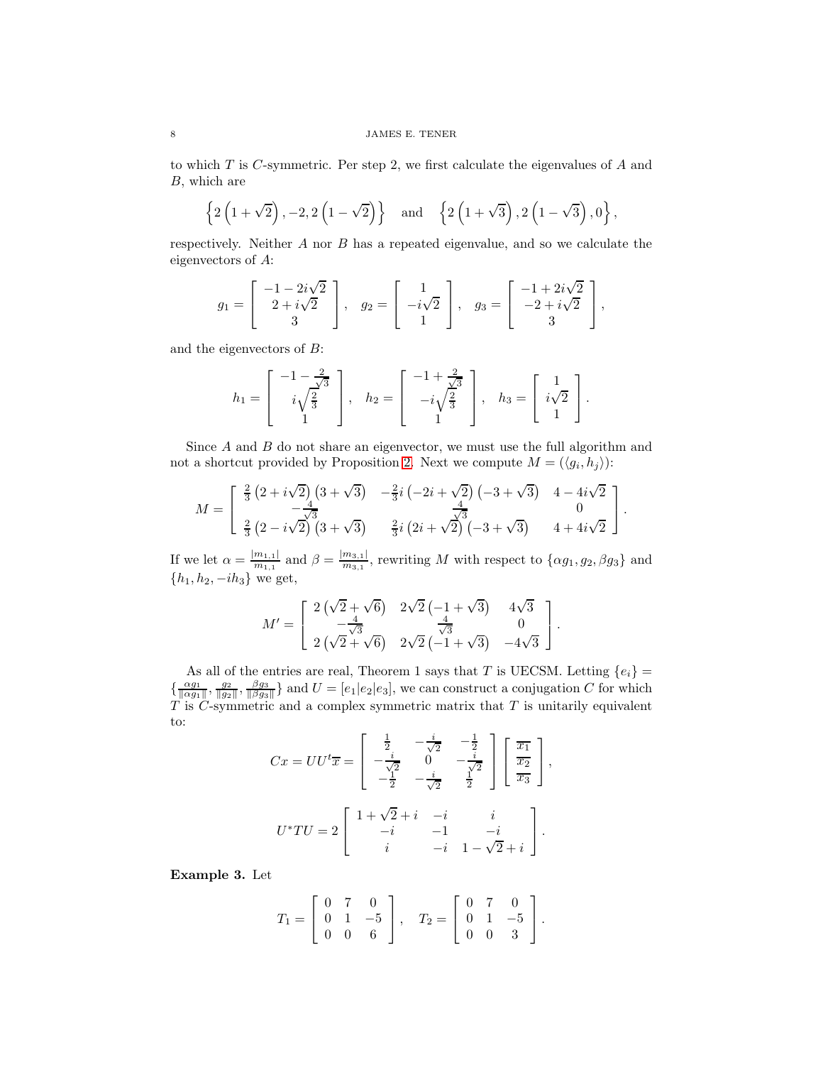to which $T$ is $C$-symmetric. Per step 2, we first calculate the eigenvalues of $A$ and $B$, which are

$$\left\{2\left(1+\sqrt{2}\right), -2, 2\left(1-\sqrt{2}\right)\right\} \quad \text{and} \quad \left\{2\left(1+\sqrt{3}\right), 2\left(1-\sqrt{3}\right), 0\right\},$$

respectively. Neither $A$ nor $B$ has a repeated eigenvalue, and so we calculate the eigenvectors of $A$:

$$g_1 = \begin{bmatrix} -1-2i\sqrt{2} \\ 2+i\sqrt{2} \\ 3 \end{bmatrix}, \quad g_2 = \begin{bmatrix} 1 \\ -i\sqrt{2} \\ 1 \end{bmatrix}, \quad g_3 = \begin{bmatrix} -1+2i\sqrt{2} \\ -2+i\sqrt{2} \\ 3 \end{bmatrix},$$

and the eigenvectors of $B$:

$$h_1 = \begin{bmatrix} -1-\frac{2}{\sqrt{3}} \\ i\sqrt{\frac{2}{3}} \\ 1 \end{bmatrix}, \quad h_2 = \begin{bmatrix} -1+\frac{2}{\sqrt{3}} \\ -i\sqrt{\frac{2}{3}} \\ 1 \end{bmatrix}, \quad h_3 = \begin{bmatrix} 1 \\ i\sqrt{2} \\ 1 \end{bmatrix}.$$

Since $A$ and $B$ do not share an eigenvector, we must use the full algorithm and not a shortcut provided by Proposition 2. Next we compute $M = (\langle g_i, h_j \rangle)$:

$$M = \begin{bmatrix} \frac{2}{3}\left(2+i\sqrt{2}\right)\left(3+\sqrt{3}\right) & -\frac{2}{3}i\left(-2i+\sqrt{2}\right)\left(-3+\sqrt{3}\right) & 4-4i\sqrt{2} \\ -\frac{4}{\sqrt{3}} & \frac{4}{\sqrt{3}} & 0 \\ \frac{2}{3}\left(2-i\sqrt{2}\right)\left(3+\sqrt{3}\right) & \frac{2}{3}i\left(2i+\sqrt{2}\right)\left(-3+\sqrt{3}\right) & 4+4i\sqrt{2} \end{bmatrix}.$$

If we let $\alpha = \frac{|m_{1,1}|}{m_{1,1}}$ and $\beta = \frac{|m_{3,1}|}{m_{3,1}}$, rewriting $M$ with respect to $\{\alpha g_1, g_2, \beta g_3\}$ and $\{h_1, h_2, -ih_3\}$ we get,

$$M' = \begin{bmatrix} 2\left(\sqrt{2}+\sqrt{6}\right) & 2\sqrt{2}\left(-1+\sqrt{3}\right) & 4\sqrt{3} \\ -\frac{4}{\sqrt{3}} & \frac{4}{\sqrt{3}} & 0 \\ 2\left(\sqrt{2}+\sqrt{6}\right) & 2\sqrt{2}\left(-1+\sqrt{3}\right) & -4\sqrt{3} \end{bmatrix}.$$

As all of the entries are real, Theorem 1 says that $T$ is UECSM. Letting $\{e_i\} = \{\frac{\alpha g_1}{\|\alpha g_1\|}, \frac{g_2}{\|g_2\|}, \frac{\beta g_3}{\|\beta g_3\|}\}$ and $U = [e_1|e_2|e_3]$, we can construct a conjugation $C$ for which $T$ is $C$-symmetric and a complex symmetric matrix that $T$ is unitarily equivalent to:

$$Cx = UU^t\overline{x} = \begin{bmatrix} \frac{1}{2} & -\frac{i}{\sqrt{2}} & -\frac{1}{2} \\ -\frac{i}{\sqrt{2}} & 0 & -\frac{i}{\sqrt{2}} \\ -\frac{1}{2} & -\frac{i}{\sqrt{2}} & \frac{1}{2} \end{bmatrix} \begin{bmatrix} \overline{x_1} \\ \overline{x_2} \\ \overline{x_3} \end{bmatrix},$$

$$U^*TU = 2\begin{bmatrix} 1+\sqrt{2}+i & -i & i \\ -i & -1 & -i \\ i & -i & 1-\sqrt{2}+i \end{bmatrix}.$$

**Example 3.** Let

$$T_1 = \begin{bmatrix} 0 & 7 & 0 \\ 0 & 1 & -5 \\ 0 & 0 & 6 \end{bmatrix}, \quad T_2 = \begin{bmatrix} 0 & 7 & 0 \\ 0 & 1 & -5 \\ 0 & 0 & 3 \end{bmatrix}.$$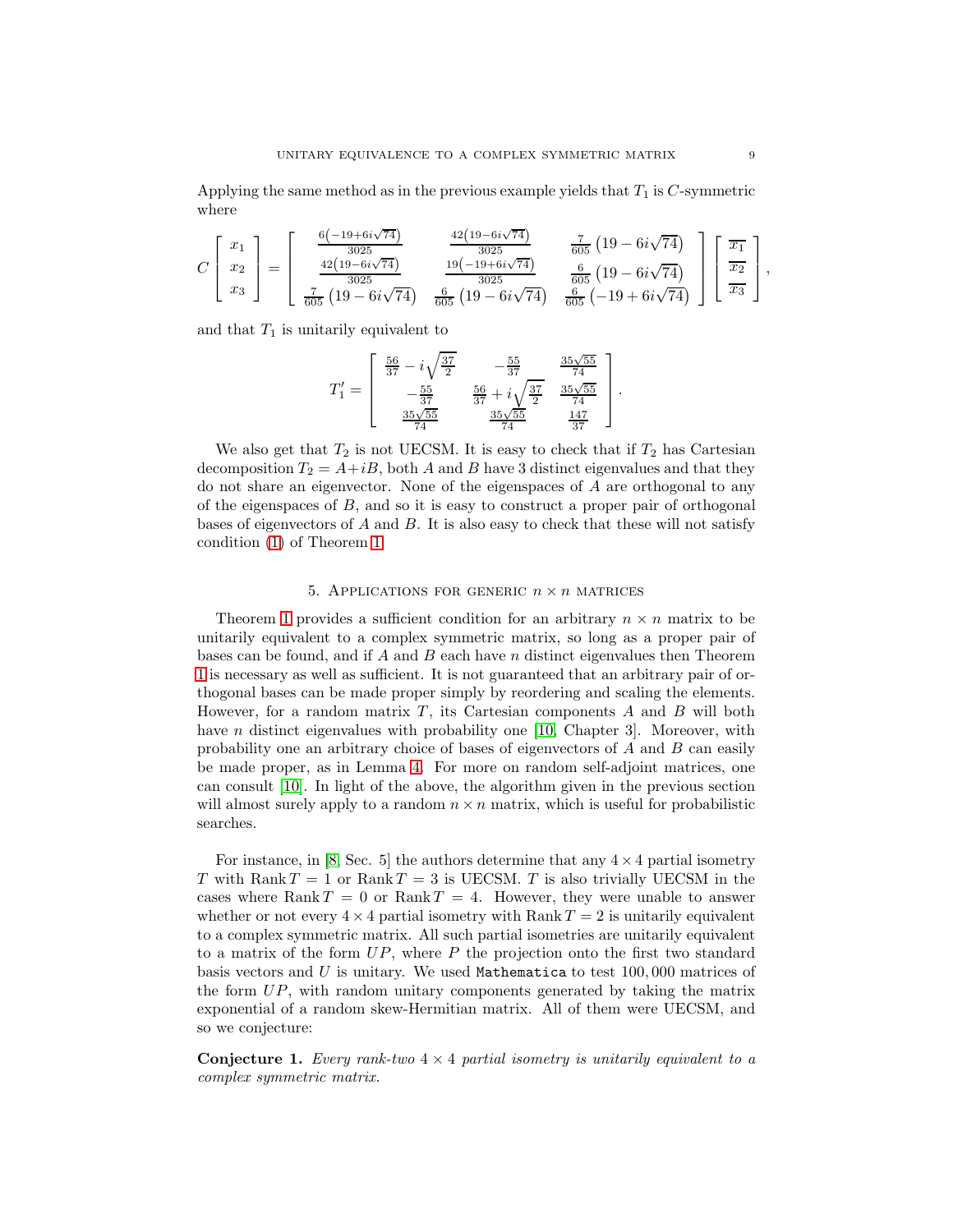Applying the same method as in the previous example yields that $T_1$ is $C$-symmetric where

$$
C\begin{bmatrix} x_1 \\ x_2 \\ x_3 \end{bmatrix} = \begin{bmatrix} \frac{6\left(-19+6i\sqrt{74}\right)}{3025} & \frac{42\left(19-6i\sqrt{74}\right)}{3025} & \frac{7}{605}\left(19-6i\sqrt{74}\right) \\ \frac{42\left(19-6i\sqrt{74}\right)}{3025} & \frac{19\left(-19+6i\sqrt{74}\right)}{3025} & \frac{6}{605}\left(19-6i\sqrt{74}\right) \\ \frac{7}{605}\left(19-6i\sqrt{74}\right) & \frac{6}{605}\left(19-6i\sqrt{74}\right) & \frac{6}{605}\left(-19+6i\sqrt{74}\right) \end{bmatrix} \begin{bmatrix} \overline{x_1} \\ \overline{x_2} \\ \overline{x_3} \end{bmatrix},
$$

and that $T_1$ is unitarily equivalent to

$$
T_1' = \begin{bmatrix} \frac{56}{37} - i\sqrt{\frac{37}{2}} & -\frac{55}{37} & \frac{35\sqrt{55}}{74} \\ -\frac{55}{37} & \frac{56}{37} + i\sqrt{\frac{37}{2}} & \frac{35\sqrt{55}}{74} \\ \frac{35\sqrt{55}}{74} & \frac{35\sqrt{55}}{74} & \frac{147}{37} \end{bmatrix}.
$$

We also get that $T_2$ is not UECSM. It is easy to check that if $T_2$ has Cartesian decomposition $T_2 = A + iB$, both $A$ and $B$ have 3 distinct eigenvalues and that they do not share an eigenvector. None of the eigenspaces of $A$ are orthogonal to any of the eigenspaces of $B$, and so it is easy to construct a proper pair of orthogonal bases of eigenvectors of $A$ and $B$. It is also easy to check that these will not satisfy condition (1) of Theorem 1.

## 5. Applications for generic $n \times n$ matrices

Theorem 1 provides a sufficient condition for an arbitrary $n \times n$ matrix to be unitarily equivalent to a complex symmetric matrix, so long as a proper pair of bases can be found, and if $A$ and $B$ each have $n$ distinct eigenvalues then Theorem 1 is necessary as well as sufficient. It is not guaranteed that an arbitrary pair of orthogonal bases can be made proper simply by reordering and scaling the elements. However, for a random matrix $T$, its Cartesian components $A$ and $B$ will both have $n$ distinct eigenvalues with probability one [10, Chapter 3]. Moreover, with probability one an arbitrary choice of bases of eigenvectors of $A$ and $B$ can easily be made proper, as in Lemma 4. For more on random self-adjoint matrices, one can consult [10]. In light of the above, the algorithm given in the previous section will almost surely apply to a random $n \times n$ matrix, which is useful for probabilistic searches.

For instance, in [8, Sec. 5] the authors determine that any $4 \times 4$ partial isometry $T$ with $\operatorname{Rank} T = 1$ or $\operatorname{Rank} T = 3$ is UECSM. $T$ is also trivially UECSM in the cases where $\operatorname{Rank} T = 0$ or $\operatorname{Rank} T = 4$. However, they were unable to answer whether or not every $4 \times 4$ partial isometry with $\operatorname{Rank} T = 2$ is unitarily equivalent to a complex symmetric matrix. All such partial isometries are unitarily equivalent to a matrix of the form $UP$, where $P$ the projection onto the first two standard basis vectors and $U$ is unitary. We used `Mathematica` to test 100,000 matrices of the form $UP$, with random unitary components generated by taking the matrix exponential of a random skew-Hermitian matrix. All of them were UECSM, and so we conjecture:

**Conjecture 1.** *Every rank-two $4 \times 4$ partial isometry is unitarily equivalent to a complex symmetric matrix.*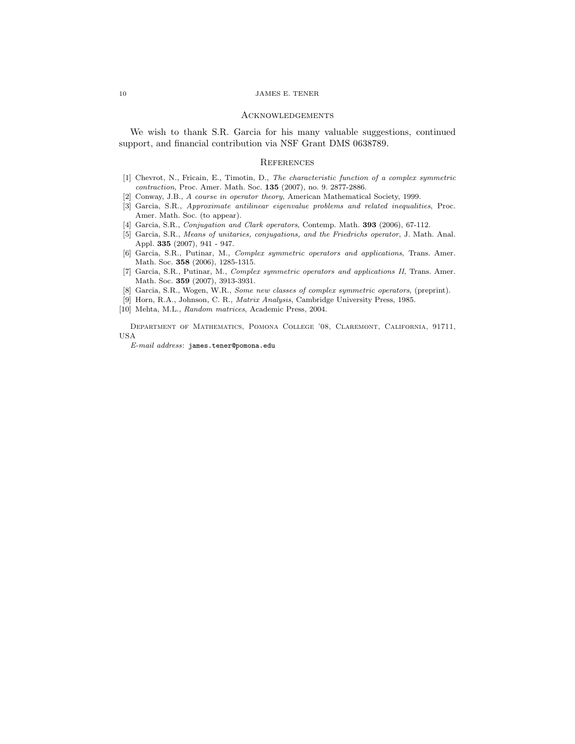## Acknowledgements

We wish to thank S.R. Garcia for his many valuable suggestions, continued support, and financial contribution via NSF Grant DMS 0638789.

## References

[1] Chevrot, N., Fricain, E., Timotin, D., *The characteristic function of a complex symmetric contraction*, Proc. Amer. Math. Soc. **135** (2007), no. 9. 2877-2886.

[2] Conway, J.B., *A course in operator theory*, American Mathematical Society, 1999.

[3] Garcia, S.R., *Approximate antilinear eigenvalue problems and related inequalities*, Proc. Amer. Math. Soc. (to appear).

[4] Garcia, S.R., *Conjugation and Clark operators*, Contemp. Math. **393** (2006), 67-112.

[5] Garcia, S.R., *Means of unitaries, conjugations, and the Friedrichs operator*, J. Math. Anal. Appl. **335** (2007), 941 - 947.

[6] Garcia, S.R., Putinar, M., *Complex symmetric operators and applications*, Trans. Amer. Math. Soc. **358** (2006), 1285-1315.

[7] Garcia, S.R., Putinar, M., *Complex symmetric operators and applications II*, Trans. Amer. Math. Soc. **359** (2007), 3913-3931.

[8] Garcia, S.R., Wogen, W.R., *Some new classes of complex symmetric operators*, (preprint).

[9] Horn, R.A., Johnson, C. R., *Matrix Analysis*, Cambridge University Press, 1985.

[10] Mehta, M.L., *Random matrices*, Academic Press, 2004.

Department of Mathematics, Pomona College '08, Claremont, California, 91711, USA

*E-mail address*: james.tener@pomona.edu